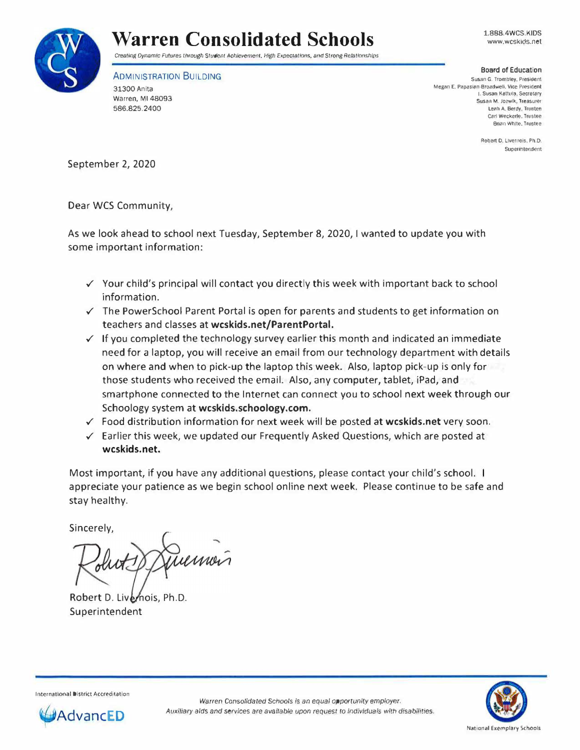# Warren Consolidated Schools

*Creating Dynamic Futures through Student Achievement, High Expectations, and Strong Relationships*

1.888.4WCS.KIDS
www.wcskids.net

ADMINISTRATION BUILDING
31300 Anita
Warren, MI 48093
586.825.2400

**Board of Education**
Susan G. Trombley, President
Megan E. Papasian-Broadwell, Vice President
I. Susan Kattula, Secretary
Susan M. Jozwik, Treasurer
Leah A. Berdy, Trustee
Carl Weckerle, Trustee
Brian White, Trustee

Robert D. Livernois, Ph.D.
Superintendent

September 2, 2020

Dear WCS Community,

As we look ahead to school next Tuesday, September 8, 2020, I wanted to update you with some important information:

- ✓ Your child's principal will contact you directly this week with important back to school information.
- ✓ The PowerSchool Parent Portal is open for parents and students to get information on teachers and classes at **wcskids.net/ParentPortal.**
- ✓ If you completed the technology survey earlier this month and indicated an immediate need for a laptop, you will receive an email from our technology department with details on where and when to pick-up the laptop this week. Also, laptop pick-up is only for those students who received the email. Also, any computer, tablet, iPad, and smartphone connected to the Internet can connect you to school next week through our Schoology system at **wcskids.schoology.com.**
- ✓ Food distribution information for next week will be posted at **wcskids.net** very soon.
- ✓ Earlier this week, we updated our Frequently Asked Questions, which are posted at **wcskids.net.**

Most important, if you have any additional questions, please contact your child's school. I appreciate your patience as we begin school online next week. Please continue to be safe and stay healthy.

Sincerely,

Robert D. Livernois, Ph.D.
Superintendent

International District Accreditation
AdvancED

*Warren Consolidated Schools is an equal opportunity employer.*
*Auxiliary aids and services are available upon request to individuals with disabilities.*

National Exemplary Schools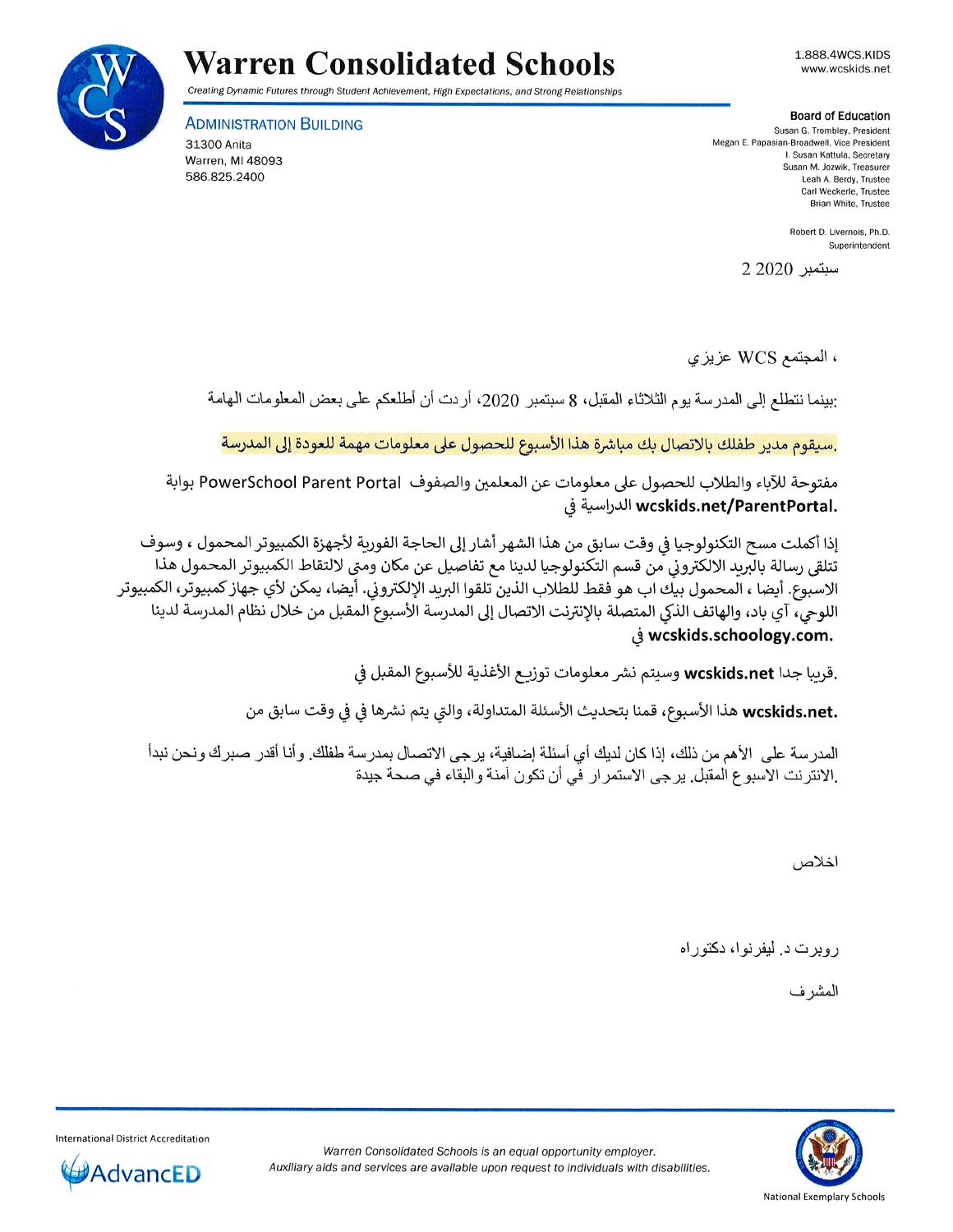# Warren Consolidated Schools

*Creating Dynamic Futures through Student Achievement, High Expectations, and Strong Relationships*

1.888.4WCS.KIDS
www.wcskids.net

ADMINISTRATION BUILDING
31300 Anita
Warren, MI 48093
586.825.2400

**Board of Education**
Susan G. Trombley, President
Megan E. Papasian-Broadwell, Vice President
I. Susan Kattula, Secretary
Susan M. Jozwik, Treasurer
Leah A. Berdy, Trustee
Carl Weckerle, Trustee
Brian White, Trustee

Robert D. Livernois, Ph.D.
Superintendent

2 سبتمبر 2020

عزيزي WCS المجتمع ،

:بينما نتطلع إلى المدرسة يوم الثلاثاء المقبل، 8 سبتمبر 2020، أردت أن أطلعكم على بعض المعلومات الهامة

.سيقوم مدير طفلك بالاتصال بك مباشرة هذا الأسبوع للحصول على معلومات مهمة للعودة إلى المدرسة

بوابة PowerSchool Parent Portal مفتوحة للآباء والطلاب للحصول على معلومات عن المعلمين والصفوف الدراسية في **wcskids.net/ParentPortal.**

إذا أكملت مسح التكنولوجيا في وقت سابق من هذا الشهر أشار إلى الحاجة الفورية لأجهزة الكمبيوتر المحمول ، وسوف تتلقى رسالة بالبريد الالكتروني من قسم التكنولوجيا لدينا مع تفاصيل عن مكان ومتى لالتقاط الكمبيوتر المحمول هذا الاسبوع. أيضا ، المحمول بيك اب هو فقط للطلاب الذين تلقوا البريد الإلكتروني. أيضا، يمكن لأي جهاز كمبيوتر، الكمبيوتر اللوحي، آي باد، والهاتف الذكي المتصلة بالإنترنت الاتصال إلى المدرسة الأسبوع المقبل من خلال نظام المدرسة لدينا في **wcskids.schoology.com.**

.قريبا جدا **wcskids.net** وسيتم نشر معلومات توزيع الأغذية للأسبوع المقبل في

**.wcskids.net** هذا الأسبوع، قمنا بتحديث الأسئلة المتداولة، والتي يتم نشرها في في وقت سابق من

المدرسة على الأهم من ذلك، إذا كان لديك أي أسئلة إضافية، يرجى الاتصال بمدرسة طفلك. وأنا أقدر صبرك ونحن نبدأ الانترنت الاسبوع المقبل. يرجى الاستمرار في أن تكون آمنة والبقاء في صحة جيدة.

اخلاص

روبرت د. ليفرنوا، دكتوراه

المشرف

International District Accreditation
AdvancED

*Warren Consolidated Schools is an equal opportunity employer.*
*Auxiliary aids and services are available upon request to individuals with disabilities.*

National Exemplary Schools